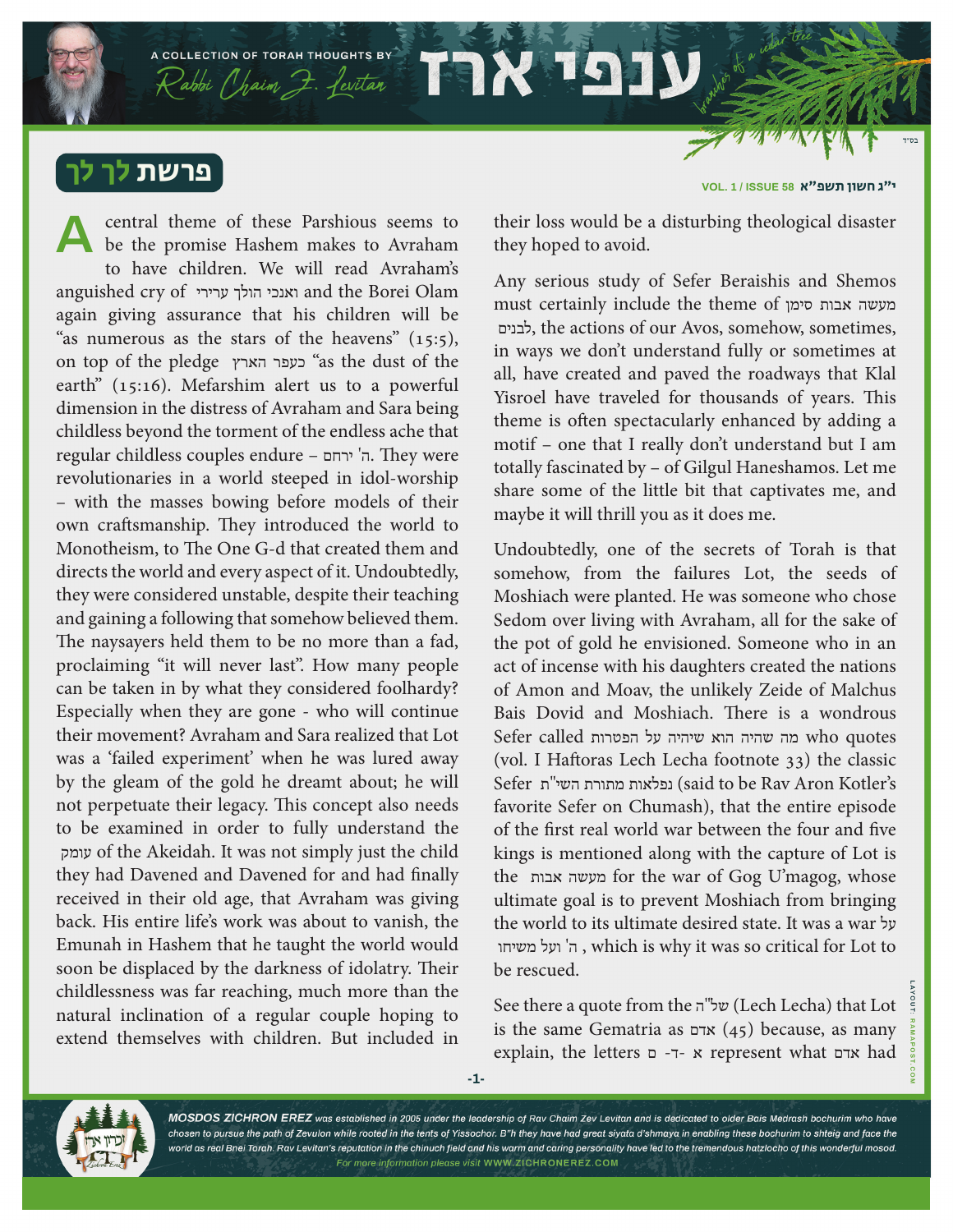# ענפי ארז

A COLLECTION OF TORAH THOUGHTS BY Rabbi Chaim Z. Levitan

## פרשת לך לך

י"ג חשון תשפ"א

A central theme of these Parshious seems to be the promise Hashem makes to Avraham to have children. We will read Avraham's anguished cry of ואנכי הולך ערירי and the Borei Olam again giving assurance that his children will be "as numerous as the stars of the heavens" (15:5), on top of the pledge כעפר הארץ "as the dust of the earth" (15:16). Mefarshim alert us to a powerful dimension in the distress of Avraham and Sara being childless beyond the torment of the endless ache that regular childless couples endure – ה' ירחם. They were revolutionaries in a world steeped in idol-worship – with the masses bowing before models of their own craftsmanship. They introduced the world to Monotheism, to The One G-d that created them and directs the world and every aspect of it. Undoubtedly, they were considered unstable, despite their teaching and gaining a following that somehow believed them. The naysayers held them to be no more than a fad, proclaiming "it will never last". How many people can be taken in by what they considered foolhardy? Especially when they are gone - who will continue their movement? Avraham and Sara realized that Lot was a 'failed experiment' when he was lured away by the gleam of the gold he dreamt about; he will not perpetuate their legacy. This concept also needs to be examined in order to fully understand the עומק of the Akeidah. It was not simply just the child they had Davened and Davened for and had finally received in their old age, that Avraham was giving back. His entire life's work was about to vanish, the Emunah in Hashem that he taught the world would soon be displaced by the darkness of idolatry. Their childlessness was far reaching, much more than the natural inclination of a regular couple hoping to extend themselves with children. But included in their loss would be a disturbing theological disaster they hoped to avoid.

Any serious study of Sefer Beraishis and Shemos must certainly include the theme of מעשה אבות סימן לבנים, the actions of our Avos, somehow, sometimes, in ways we don't understand fully or sometimes at all, have created and paved the roadways that Klal Yisroel have traveled for thousands of years. This theme is often spectacularly enhanced by adding a motif – one that I really don't understand but I am totally fascinated by – of Gilgul Haneshamos. Let me share some of the little bit that captivates me, and maybe it will thrill you as it does me.

Undoubtedly, one of the secrets of Torah is that somehow, from the failures Lot, the seeds of Moshiach were planted. He was someone who chose Sedom over living with Avraham, all for the sake of the pot of gold he envisioned. Someone who in an act of incense with his daughters created the nations of Amon and Moav, the unlikely Zeide of Malchus Bais Dovid and Moshiach. There is a wondrous Sefer called מה שהיה הוא שיהיה על הפטרות who quotes (vol. I Haftoras Lech Lecha footnote 33) the classic Sefer נפלאות מתורת השי"ת (said to be Rav Aron Kotler's favorite Sefer on Chumash), that the entire episode of the first real world war between the four and five kings is mentioned along with the capture of Lot is the מעשה אבות for the war of Gog U'magog, whose ultimate goal is to prevent Moshiach from bringing the world to its ultimate desired state. It was a war על ה' ועל משיחו, which is why it was so critical for Lot to be rescued.

See there a quote from the של"ה (Lech Lecha) that Lot is the same Gematria as אדם (45) because, as many explain, the letters א -ד- ם represent what אדם had

MOSDOS ZICHRON EREZ was established in 2005 under the leadership of Rav Chaim Zev Levitan and is dedicated to older Bais Medrash bochurim who have chosen to pursue the path of Zevulon while rooted in the tents of Yissochor. B"h they have had great siyata d'shmaya in enabling these bochurim to shteig and face the world as real Bnei Torah. Rav Levitan's reputation in the chinuch field and his warm and caring personality have led to the tremendous hatzlocho of this wonderful mosod. For more information please visit WWW.ZICHRONEREZ.COM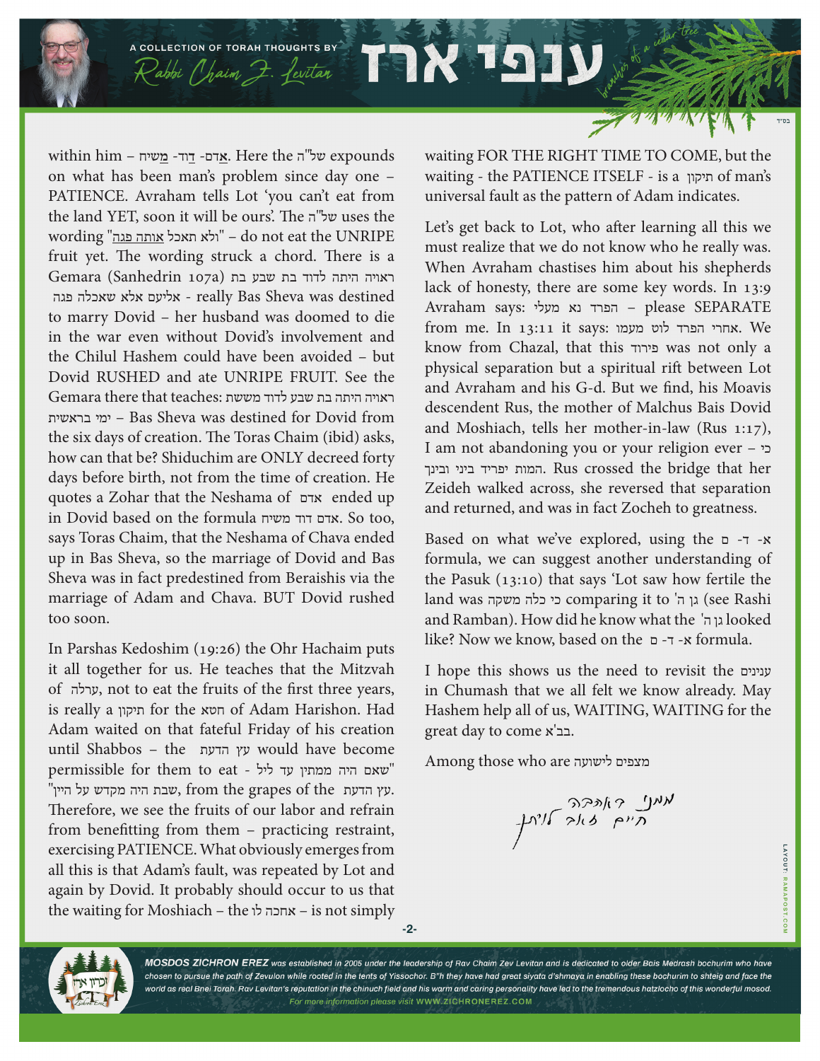within him – אדם-דוד-משיח. Here the של"ה expounds on what has been man's problem since day one – PATIENCE. Avraham tells Lot 'you can't eat from the land YET, soon it will be ours'. The של"ה uses the wording "ולא תאכל אותה פגה" – do not eat the UNRIPE fruit yet. The wording struck a chord. There is a Gemara (Sanhedrin 107a) ראויה היתה לדוד בת שבע בת אליעם אלא שאכלה פגה - really Bas Sheva was destined to marry Dovid – her husband was doomed to die in the war even without Dovid's involvement and the Chilul Hashem could have been avoided – but Dovid RUSHED and ate UNRIPE FRUIT. See the Gemara there that teaches: ראויה היתה בת שבע לדוד מששת ימי בראשית – Bas Sheva was destined for Dovid from the six days of creation. The Toras Chaim (ibid) asks, how can that be? Shiduchim are ONLY decreed forty days before birth, not from the time of creation. He quotes a Zohar that the Neshama of אדם ended up in Dovid based on the formula אדם דוד משיח. So too, says Toras Chaim, that the Neshama of Chava ended up in Bas Sheva, so the marriage of Dovid and Bas Sheva was in fact predestined from Beraishis via the marriage of Adam and Chava. BUT Dovid rushed too soon.

In Parshas Kedoshim (19:26) the Ohr Hachaim puts it all together for us. He teaches that the Mitzvah of ערלה, not to eat the fruits of the first three years, is really a תיקון for the חטא of Adam Harishon. Had Adam waited on that fateful Friday of his creation until Shabbos – the עץ הדעת would have become permissible for them to eat - "שאם היה ממתין עד ליל שבת היה מקדש על היין", from the grapes of the עץ הדעת. Therefore, we see the fruits of our labor and refrain from benefitting from them – practicing restraint, exercising PATIENCE. What obviously emerges from all this is that Adam's fault, was repeated by Lot and again by Dovid. It probably should occur to us that the waiting for Moshiach – the אחכה לו – is not simply waiting FOR THE RIGHT TIME TO COME, but the waiting - the PATIENCE ITSELF - is a תיקון of man's universal fault as the pattern of Adam indicates.

Let's get back to Lot, who after learning all this we must realize that we do not know who he really was. When Avraham chastises him about his shepherds lack of honesty, there are some key words. In 13:9 Avraham says: הפרד נא מעלי – please SEPARATE from me. In 13:11 it says: אחרי הפרד לוט מעמו. We know from Chazal, that this פירוד was not only a physical separation but a spiritual rift between Lot and Avraham and his G-d. But we find, his Moavis descendent Rus, the mother of Malchus Bais Dovid and Moshiach, tells her mother-in-law (Rus 1:17), I am not abandoning you or your religion ever – כי המות יפריד ביני ובינך. Rus crossed the bridge that her Zeideh walked across, she reversed that separation and returned, and was in fact Zocheh to greatness.

Based on what we've explored, using the א-ד-ם formula, we can suggest another understanding of the Pasuk (13:10) that says 'Lot saw how fertile the land was כי כלה משקה comparing it to גן ה' (see Rashi and Ramban). How did he know what the גן ה' looked like? Now we know, based on the א-ד-ם formula.

I hope this shows us the need to revisit the ענינים in Chumash that we all felt we know already. May Hashem help all of us, WAITING, WAITING for the great day to come בב'א.

Among those who are מצפים לישועה

מאני דואבה
חיים זאב לויטן

**MOSDOS ZICHRON EREZ** was established in 2005 under the leadership of Rav Chaim Zev Levitan and is dedicated to older Bais Medrash bochurim who have chosen to pursue the path of Zevulon while rooted in the tents of Yissochor. B"h they have had great siyata d'shmaya in enabling these bochurim to shteig and face the world as real Bnei Torah. Rav Levitan's reputation in the chinuch field and his warm and caring personality have led to the tremendous hatzlocho of this wonderful mosod. For more information please visit WWW.ZICHRONEREZ.COM